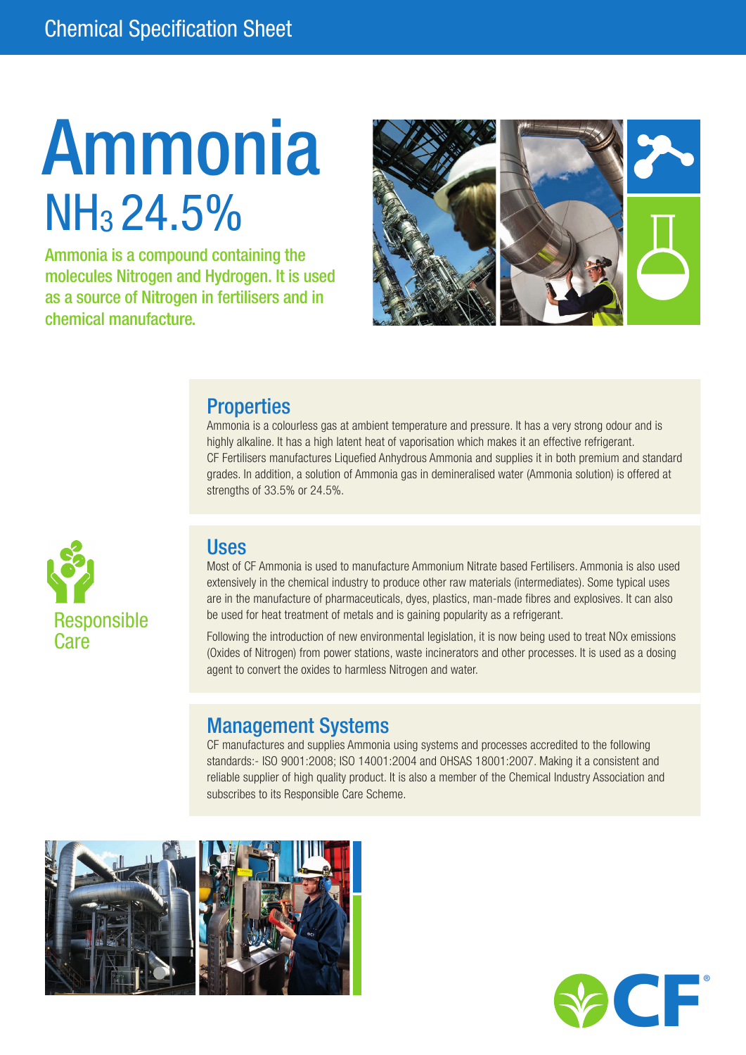Chemical Specification Sheet

# Ammonia

## $NH_3$ 24.5%

Ammonia is a compound containing the molecules Nitrogen and Hydrogen. It is used as a source of Nitrogen in fertilisers and in chemical manufacture.

## Properties

Ammonia is a colourless gas at ambient temperature and pressure. It has a very strong odour and is highly alkaline. It has a high latent heat of vaporisation which makes it an effective refrigerant. CF Fertilisers manufactures Liquefied Anhydrous Ammonia and supplies it in both premium and standard grades. In addition, a solution of Ammonia gas in demineralised water (Ammonia solution) is offered at strengths of 33.5% or 24.5%.

Responsible Care

## Uses

Most of CF Ammonia is used to manufacture Ammonium Nitrate based Fertilisers. Ammonia is also used extensively in the chemical industry to produce other raw materials (intermediates). Some typical uses are in the manufacture of pharmaceuticals, dyes, plastics, man-made fibres and explosives. It can also be used for heat treatment of metals and is gaining popularity as a refrigerant.

Following the introduction of new environmental legislation, it is now being used to treat NOx emissions (Oxides of Nitrogen) from power stations, waste incinerators and other processes. It is used as a dosing agent to convert the oxides to harmless Nitrogen and water.

## Management Systems

CF manufactures and supplies Ammonia using systems and processes accredited to the following standards:- ISO 9001:2008; ISO 14001:2004 and OHSAS 18001:2007. Making it a consistent and reliable supplier of high quality product. It is also a member of the Chemical Industry Association and subscribes to its Responsible Care Scheme.

CF®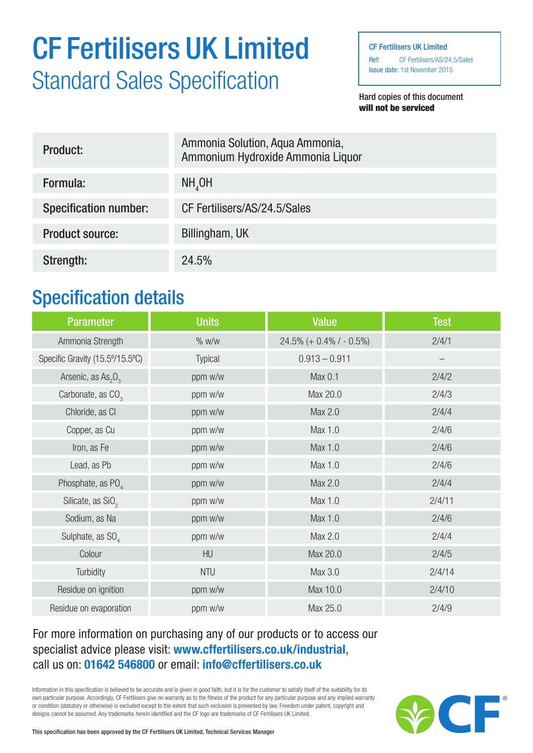# CF Fertilisers UK Limited

## Standard Sales Specification

CF Fertilisers UK Limited
Ref: CF Fertilisers/AS/24.5/Sales
Issue date: 1st November 2015

Hard copies of this document **will not be serviced**

| | |
|---|---|
| **Product:** | Ammonia Solution, Aqua Ammonia, Ammonium Hydroxide Ammonia Liquor |
| **Formula:** | $NH_4OH$ |
| **Specification number:** | CF Fertilisers/AS/24.5/Sales |
| **Product source:** | Billingham, UK |
| **Strength:** | 24.5% |

## Specification details

| Parameter | Units | Value | Test |
|---|---|---|---|
| Ammonia Strength | % w/w | 24.5% (+ 0.4% / - 0.5%) | 2/4/1 |
| Specific Gravity (15.5ºC/15.5ºC) | Typical | 0.913 – 0.911 | – |
| Arsenic, as $As_2O_3$ | ppm w/w | Max 0.1 | 2/4/2 |
| Carbonate, as $CO_3$ | ppm w/w | Max 20.0 | 2/4/3 |
| Chloride, as Cl | ppm w/w | Max 2.0 | 2/4/4 |
| Copper, as Cu | ppm w/w | Max 1.0 | 2/4/6 |
| Iron, as Fe | ppm w/w | Max 1.0 | 2/4/6 |
| Lead, as Pb | ppm w/w | Max 1.0 | 2/4/6 |
| Phosphate, as $PO_4$ | ppm w/w | Max 2.0 | 2/4/4 |
| Silicate, as $SiO_2$ | ppm w/w | Max 1.0 | 2/4/11 |
| Sodium, as Na | ppm w/w | Max 1.0 | 2/4/6 |
| Sulphate, as $SO_4$ | ppm w/w | Max 2.0 | 2/4/4 |
| Colour | HU | Max 20.0 | 2/4/5 |
| Turbidity | NTU | Max 3.0 | 2/4/14 |
| Residue on ignition | ppm w/w | Max 10.0 | 2/4/10 |
| Residue on evaporation | ppm w/w | Max 25.0 | 2/4/9 |

For more information on purchasing any of our products or to access our specialist advice please visit: **www.cffertilisers.co.uk/industrial**, call us on: **01642 546800** or email: **info@cffertilisers.co.uk**

Information in this specification is believed to be accurate and is given in good faith, but it is for the customer to satisfy itself of the suitability for its own particular purpose. Accordingly, CF Fertilisers give no warranty as to the fitness of the product for any particular purpose and any implied warranty or condition (statutory or otherwise) is excluded except to the extent that such exclusion is prevented by law. Freedom under patent, copyright and designs cannot be assumed. Any trademarks herein identified and the CF logo are trademarks of CF Fertilisers UK Limited.

This specification has been approved by the CF Fertilisers UK Limited, Technical Services Manager